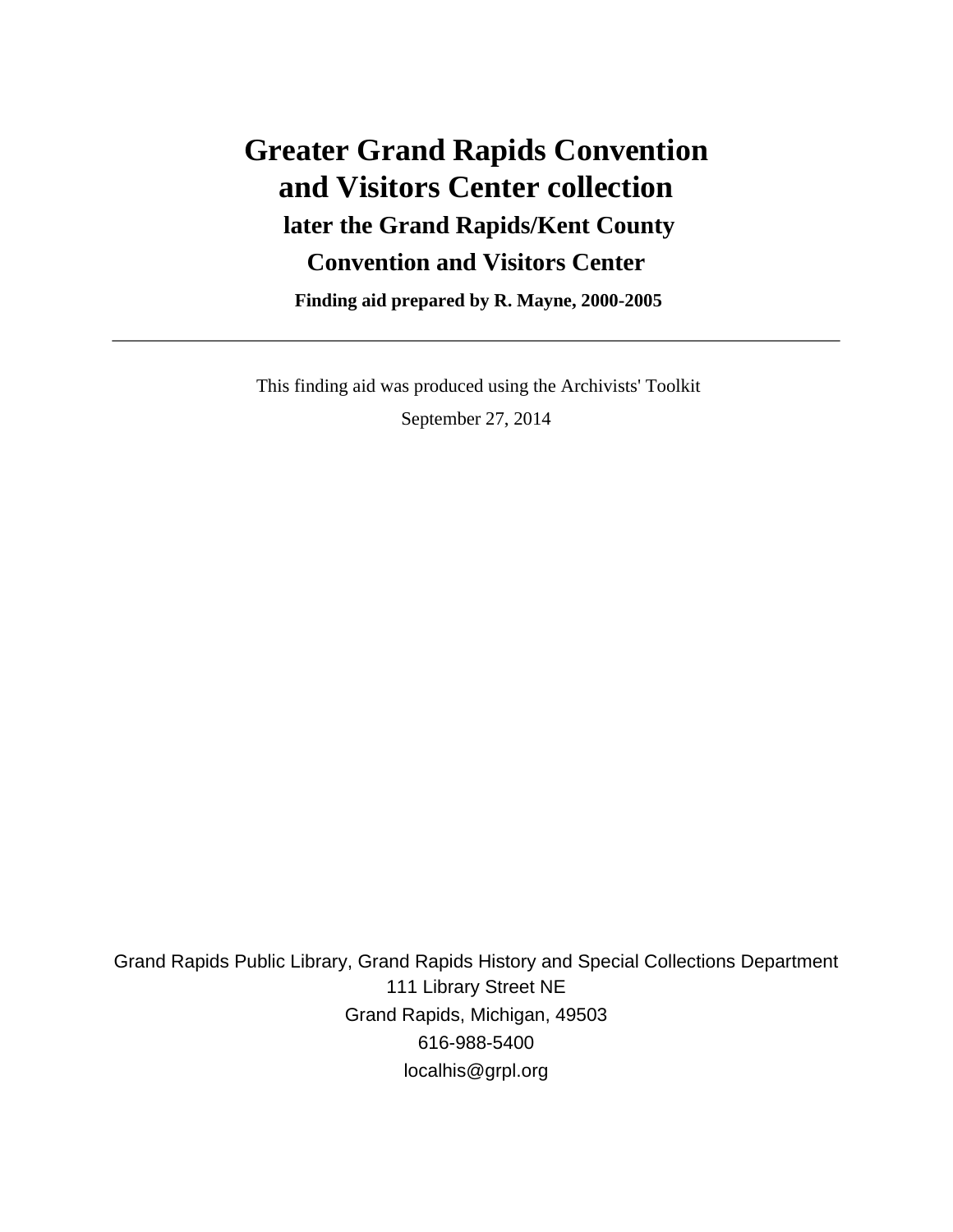# Greater Grand Rapids Convention and Visitors Center collection

## later the Grand Rapids/Kent County Convention and Visitors Center

**Finding aid prepared by R. Mayne, 2000-2005**

---

This finding aid was produced using the Archivists' Toolkit

September 27, 2014

Grand Rapids Public Library, Grand Rapids History and Special Collections Department
111 Library Street NE
Grand Rapids, Michigan, 49503
616-988-5400
localhis@grpl.org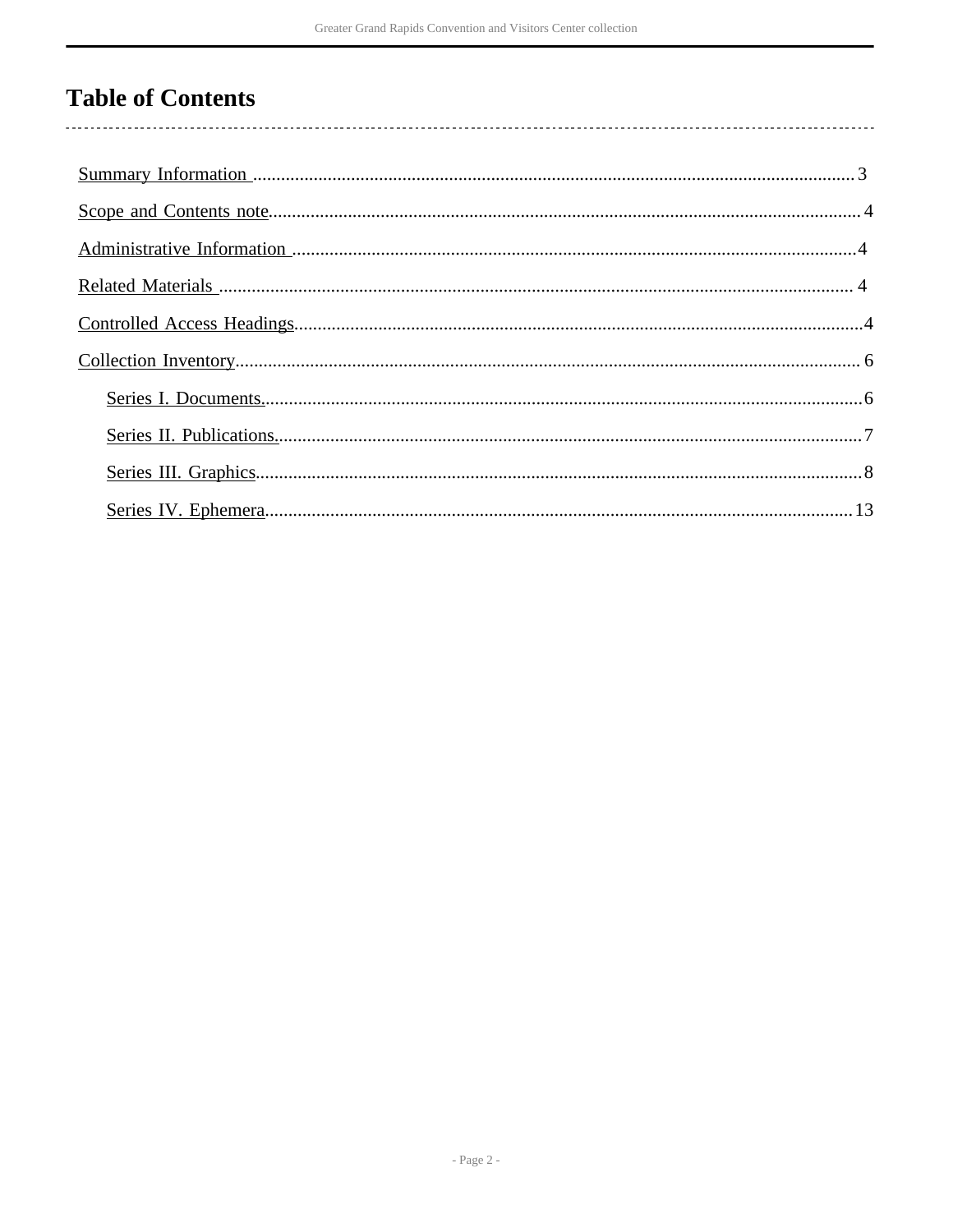# Table of Contents

- Summary Information ........................................ 3
- Scope and Contents note ........................................ 4
- Administrative Information ........................................ 4
- Related Materials ........................................ 4
- Controlled Access Headings ........................................ 4
- Collection Inventory ........................................ 6
    - Series I. Documents. ........................................ 6
    - Series II. Publications. ........................................ 7
    - Series III. Graphics ........................................ 8
    - Series IV. Ephemera ........................................ 13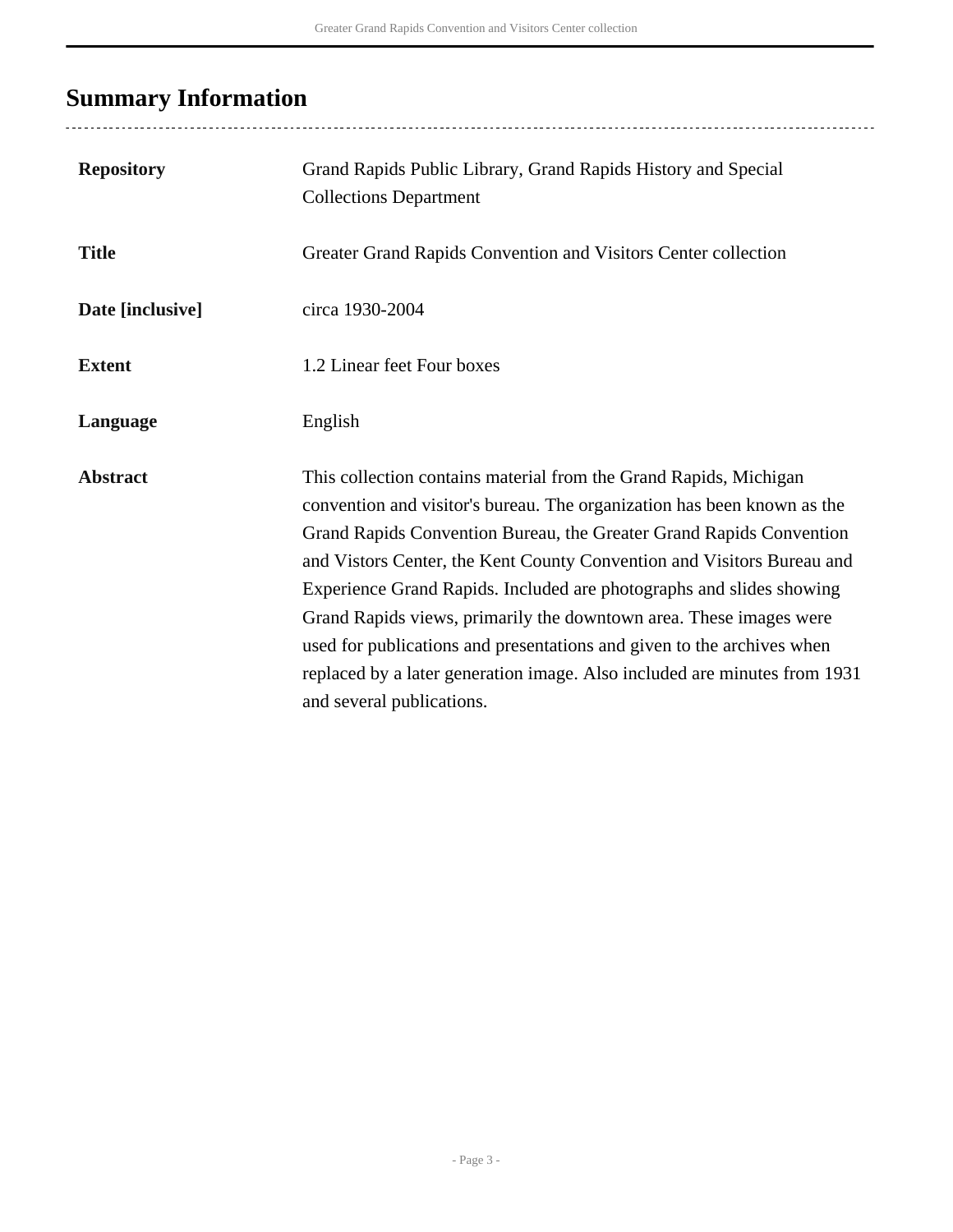## Summary Information

| | |
|---|---|
| **Repository** | Grand Rapids Public Library, Grand Rapids History and Special Collections Department |
| **Title** | Greater Grand Rapids Convention and Visitors Center collection |
| **Date [inclusive]** | circa 1930-2004 |
| **Extent** | 1.2 Linear feet Four boxes |
| **Language** | English |
| **Abstract** | This collection contains material from the Grand Rapids, Michigan convention and visitor's bureau. The organization has been known as the Grand Rapids Convention Bureau, the Greater Grand Rapids Convention and Vistors Center, the Kent County Convention and Visitors Bureau and Experience Grand Rapids. Included are photographs and slides showing Grand Rapids views, primarily the downtown area. These images were used for publications and presentations and given to the archives when replaced by a later generation image. Also included are minutes from 1931 and several publications. |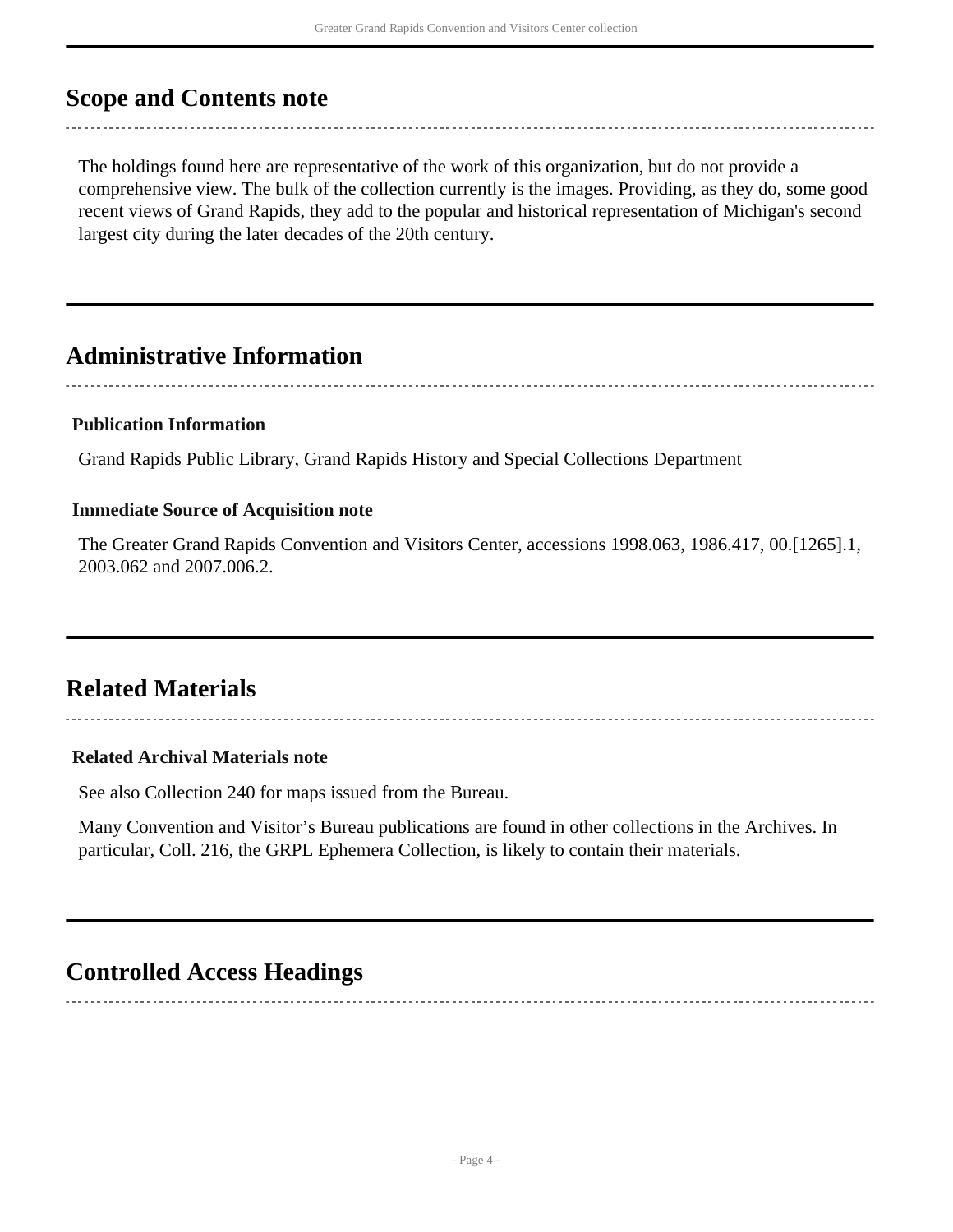## Scope and Contents note

The holdings found here are representative of the work of this organization, but do not provide a comprehensive view. The bulk of the collection currently is the images. Providing, as they do, some good recent views of Grand Rapids, they add to the popular and historical representation of Michigan's second largest city during the later decades of the 20th century.

## Administrative Information

### Publication Information

Grand Rapids Public Library, Grand Rapids History and Special Collections Department

### Immediate Source of Acquisition note

The Greater Grand Rapids Convention and Visitors Center, accessions 1998.063, 1986.417, 00.[1265].1, 2003.062 and 2007.006.2.

## Related Materials

### Related Archival Materials note

See also Collection 240 for maps issued from the Bureau.

Many Convention and Visitor's Bureau publications are found in other collections in the Archives. In particular, Coll. 216, the GRPL Ephemera Collection, is likely to contain their materials.

## Controlled Access Headings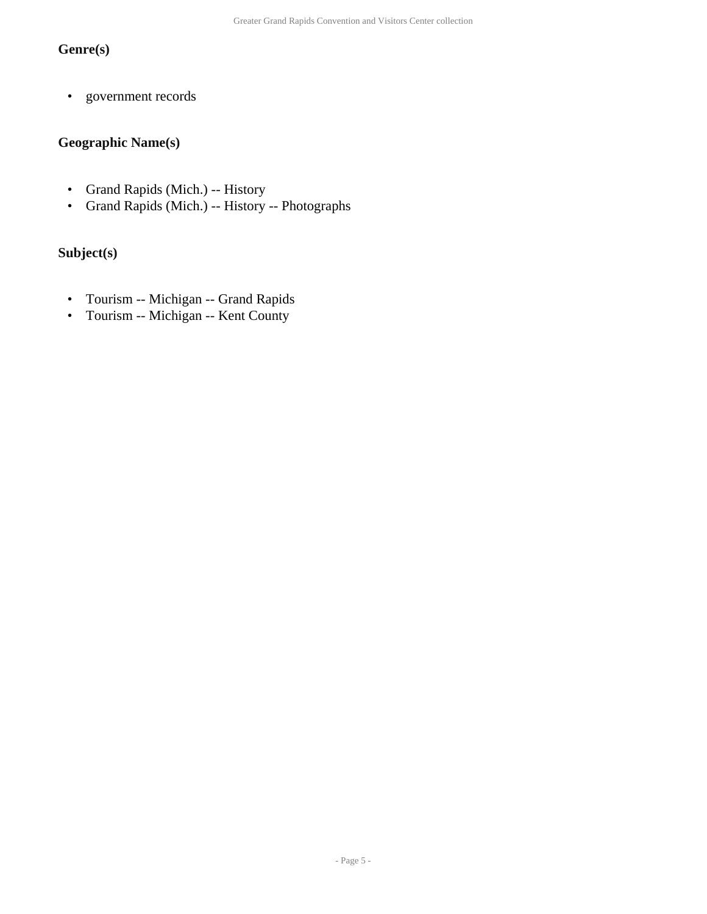### Genre(s)

- government records

### Geographic Name(s)

- Grand Rapids (Mich.) -- History
- Grand Rapids (Mich.) -- History -- Photographs

### Subject(s)

- Tourism -- Michigan -- Grand Rapids
- Tourism -- Michigan -- Kent County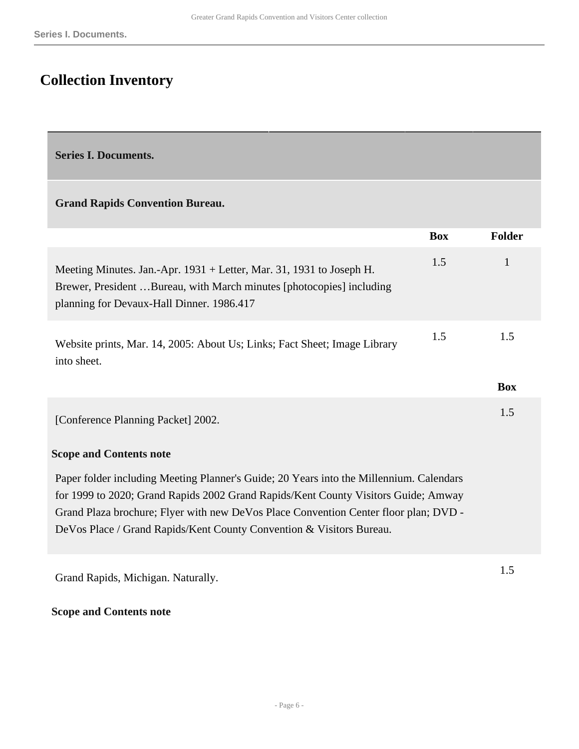## Collection Inventory

### Series I. Documents.

#### Grand Rapids Convention Bureau.

| | Box | Folder |
|---|---|---|
| Meeting Minutes. Jan.-Apr. 1931 + Letter, Mar. 31, 1931 to Joseph H. Brewer, President …Bureau, with March minutes [photocopies] including planning for Devaux-Hall Dinner. 1986.417 | 1.5 | 1 |
| Website prints, Mar. 14, 2005: About Us; Links; Fact Sheet; Image Library into sheet. | 1.5 | 1.5 |

| | Box |
|---|---|
| [Conference Planning Packet] 2002. | 1.5 |

**Scope and Contents note**

Paper folder including Meeting Planner's Guide; 20 Years into the Millennium. Calendars for 1999 to 2020; Grand Rapids 2002 Grand Rapids/Kent County Visitors Guide; Amway Grand Plaza brochure; Flyer with new DeVos Place Convention Center floor plan; DVD - DeVos Place / Grand Rapids/Kent County Convention & Visitors Bureau.

| | Box |
|---|---|
| Grand Rapids, Michigan. Naturally. | 1.5 |

**Scope and Contents note**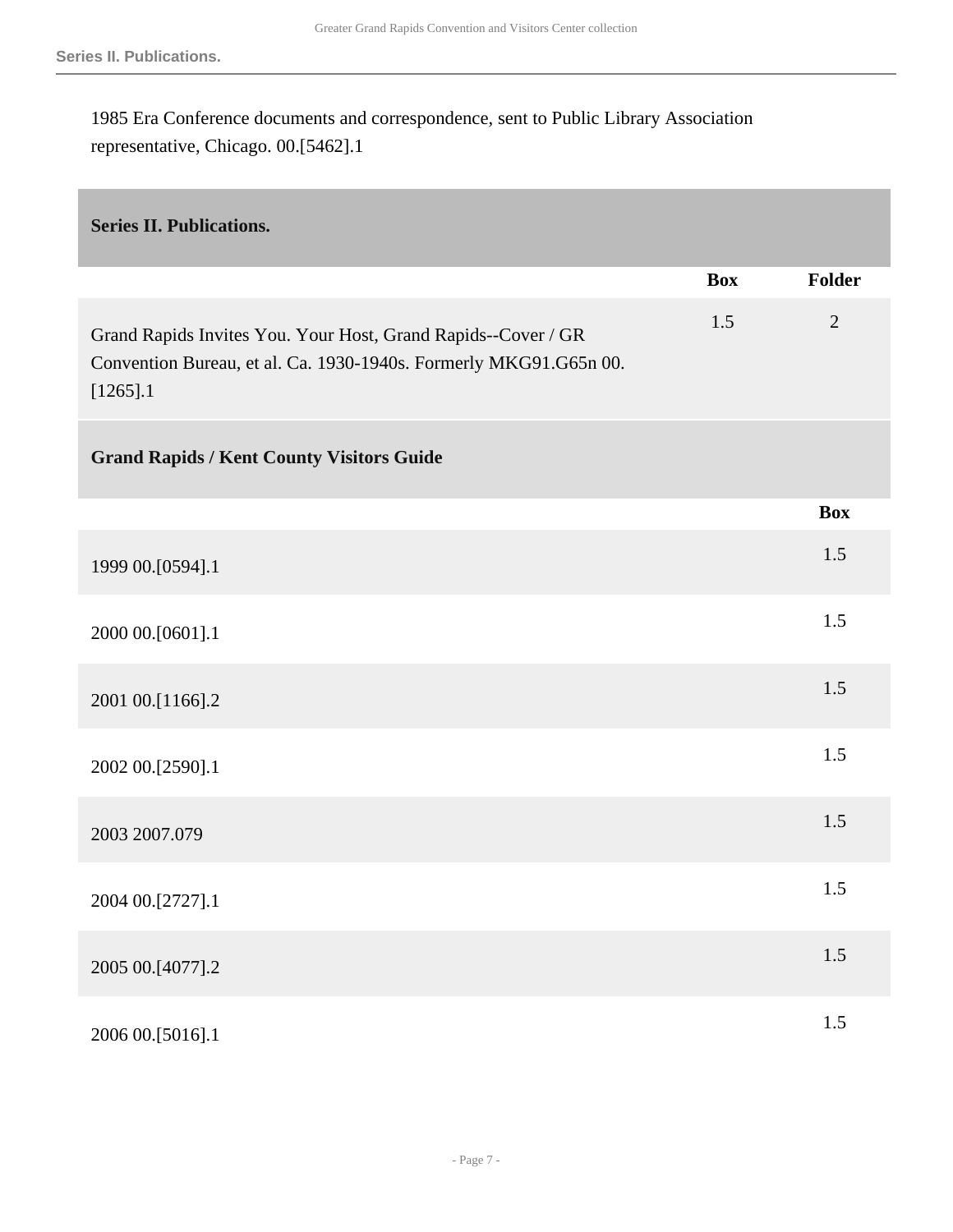1985 Era Conference documents and correspondence, sent to Public Library Association representative, Chicago. 00.[5462].1

## Series II. Publications.

| | Box | Folder |
|---|---|---|
| Grand Rapids Invites You. Your Host, Grand Rapids--Cover / GR Convention Bureau, et al. Ca. 1930-1940s. Formerly MKG91.G65n 00.[1265].1 | 1.5 | 2 |

### Grand Rapids / Kent County Visitors Guide

| | Box |
|---|---|
| 1999 00.[0594].1 | 1.5 |
| 2000 00.[0601].1 | 1.5 |
| 2001 00.[1166].2 | 1.5 |
| 2002 00.[2590].1 | 1.5 |
| 2003 2007.079 | 1.5 |
| 2004 00.[2727].1 | 1.5 |
| 2005 00.[4077].2 | 1.5 |
| 2006 00.[5016].1 | 1.5 |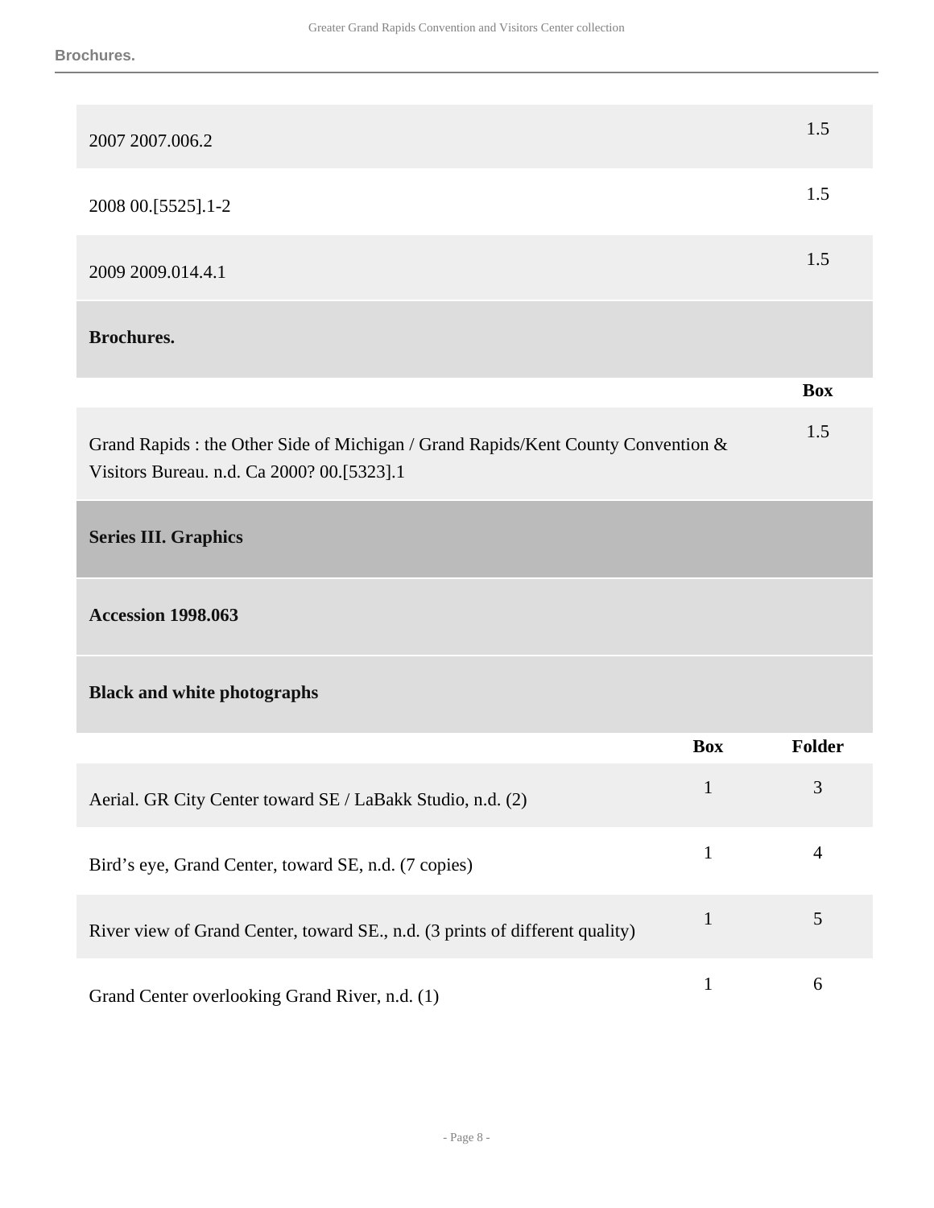| | Box |
|---|---|
| 2007 2007.006.2 | 1.5 |
| 2008 00.[5525].1-2 | 1.5 |
| 2009 2009.014.4.1 | 1.5 |

**Brochures.**

| | Box |
|---|---|
| Grand Rapids : the Other Side of Michigan / Grand Rapids/Kent County Convention & Visitors Bureau. n.d. Ca 2000? 00.[5323].1 | 1.5 |

## Series III. Graphics

### Accession 1998.063

#### Black and white photographs

| | Box | Folder |
|---|---|---|
| Aerial. GR City Center toward SE / LaBakk Studio, n.d. (2) | 1 | 3 |
| Bird's eye, Grand Center, toward SE, n.d. (7 copies) | 1 | 4 |
| River view of Grand Center, toward SE., n.d. (3 prints of different quality) | 1 | 5 |
| Grand Center overlooking Grand River, n.d. (1) | 1 | 6 |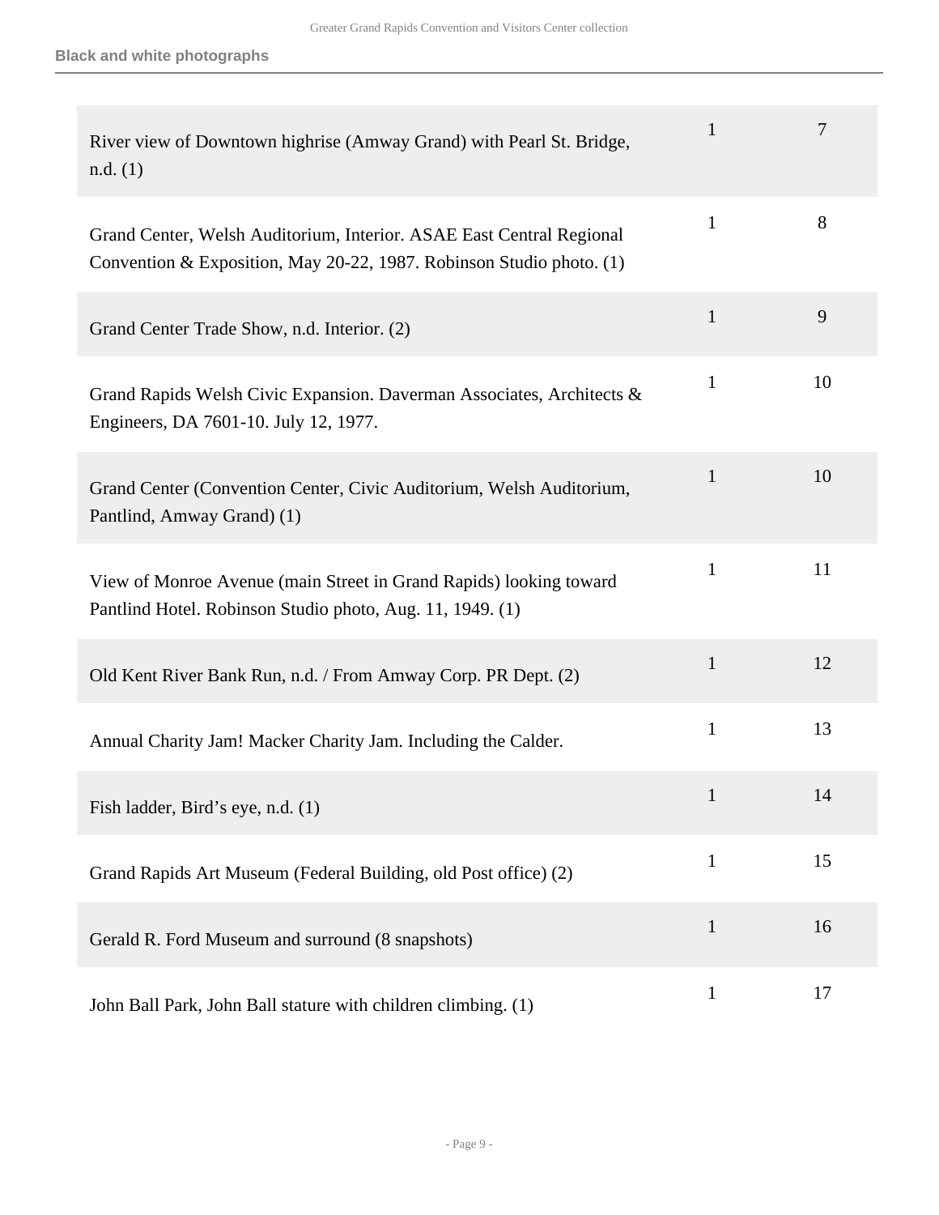| | | |
|---|---|---|
| River view of Downtown highrise (Amway Grand) with Pearl St. Bridge, n.d. (1) | 1 | 7 |
| Grand Center, Welsh Auditorium, Interior. ASAE East Central Regional Convention & Exposition, May 20-22, 1987. Robinson Studio photo. (1) | 1 | 8 |
| Grand Center Trade Show, n.d. Interior. (2) | 1 | 9 |
| Grand Rapids Welsh Civic Expansion. Daverman Associates, Architects & Engineers, DA 7601-10. July 12, 1977. | 1 | 10 |
| Grand Center (Convention Center, Civic Auditorium, Welsh Auditorium, Pantlind, Amway Grand) (1) | 1 | 10 |
| View of Monroe Avenue (main Street in Grand Rapids) looking toward Pantlind Hotel. Robinson Studio photo, Aug. 11, 1949. (1) | 1 | 11 |
| Old Kent River Bank Run, n.d. / From Amway Corp. PR Dept. (2) | 1 | 12 |
| Annual Charity Jam! Macker Charity Jam. Including the Calder. | 1 | 13 |
| Fish ladder, Bird's eye, n.d. (1) | 1 | 14 |
| Grand Rapids Art Museum (Federal Building, old Post office) (2) | 1 | 15 |
| Gerald R. Ford Museum and surround (8 snapshots) | 1 | 16 |
| John Ball Park, John Ball stature with children climbing. (1) | 1 | 17 |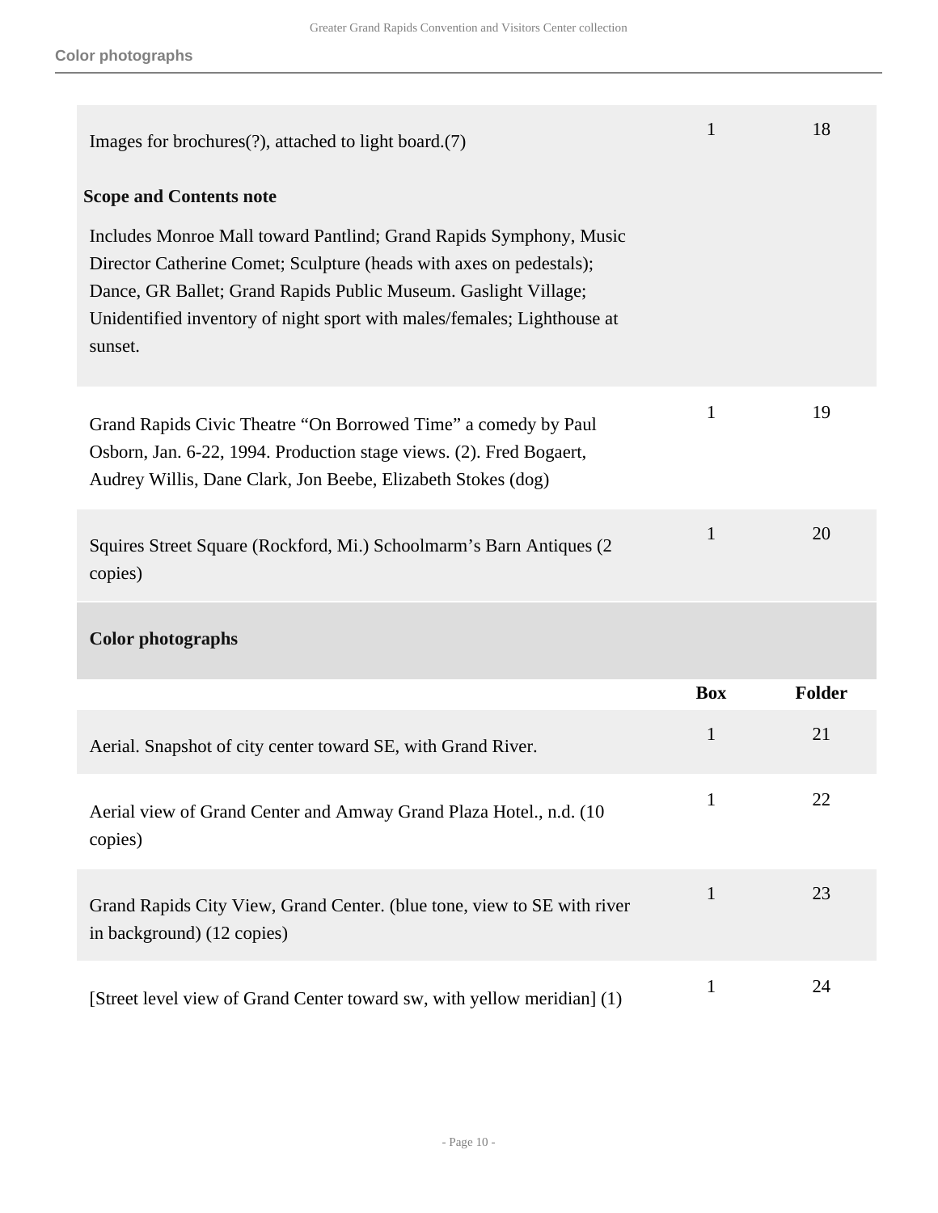| | Box | Folder |
|---|---|---|
| Images for brochures(?), attached to light board.(7) | 1 | 18 |

**Scope and Contents note**

Includes Monroe Mall toward Pantlind; Grand Rapids Symphony, Music Director Catherine Comet; Sculpture (heads with axes on pedestals); Dance, GR Ballet; Grand Rapids Public Museum. Gaslight Village; Unidentified inventory of night sport with males/females; Lighthouse at sunset.

| | Box | Folder |
|---|---|---|
| Grand Rapids Civic Theatre “On Borrowed Time” a comedy by Paul Osborn, Jan. 6-22, 1994. Production stage views. (2). Fred Bogaert, Audrey Willis, Dane Clark, Jon Beebe, Elizabeth Stokes (dog) | 1 | 19 |
| Squires Street Square (Rockford, Mi.) Schoolmarm’s Barn Antiques (2 copies) | 1 | 20 |

### Color photographs

| | Box | Folder |
|---|---|---|
| Aerial. Snapshot of city center toward SE, with Grand River. | 1 | 21 |
| Aerial view of Grand Center and Amway Grand Plaza Hotel., n.d. (10 copies) | 1 | 22 |
| Grand Rapids City View, Grand Center. (blue tone, view to SE with river in background) (12 copies) | 1 | 23 |
| [Street level view of Grand Center toward sw, with yellow meridian] (1) | 1 | 24 |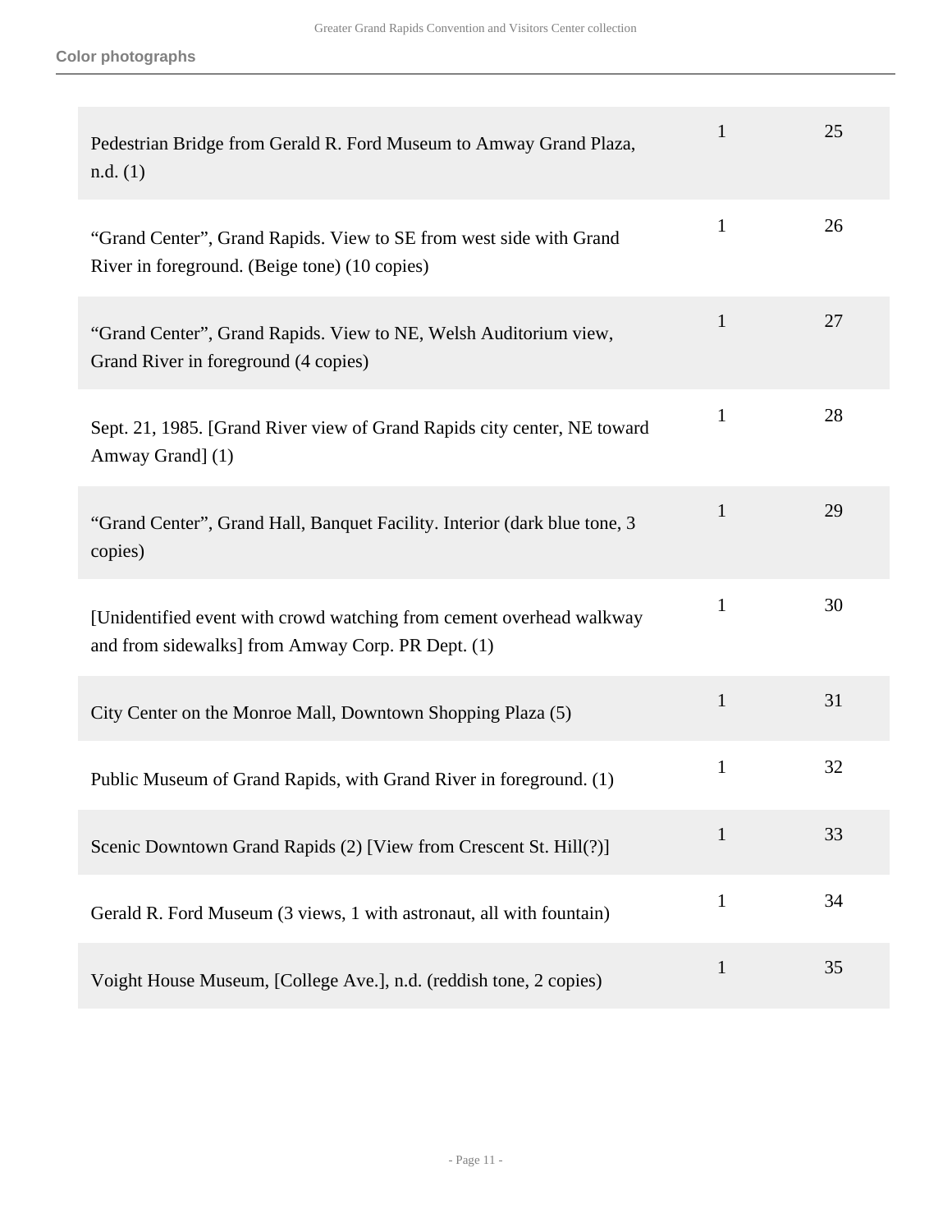**Color photographs**

| | | |
|---|---|---|
| Pedestrian Bridge from Gerald R. Ford Museum to Amway Grand Plaza, n.d. (1) | 1 | 25 |
| “Grand Center”, Grand Rapids. View to SE from west side with Grand River in foreground. (Beige tone) (10 copies) | 1 | 26 |
| “Grand Center”, Grand Rapids. View to NE, Welsh Auditorium view, Grand River in foreground (4 copies) | 1 | 27 |
| Sept. 21, 1985. [Grand River view of Grand Rapids city center, NE toward Amway Grand] (1) | 1 | 28 |
| “Grand Center”, Grand Hall, Banquet Facility. Interior (dark blue tone, 3 copies) | 1 | 29 |
| [Unidentified event with crowd watching from cement overhead walkway and from sidewalks] from Amway Corp. PR Dept. (1) | 1 | 30 |
| City Center on the Monroe Mall, Downtown Shopping Plaza (5) | 1 | 31 |
| Public Museum of Grand Rapids, with Grand River in foreground. (1) | 1 | 32 |
| Scenic Downtown Grand Rapids (2) [View from Crescent St. Hill(?)] | 1 | 33 |
| Gerald R. Ford Museum (3 views, 1 with astronaut, all with fountain) | 1 | 34 |
| Voight House Museum, [College Ave.], n.d. (reddish tone, 2 copies) | 1 | 35 |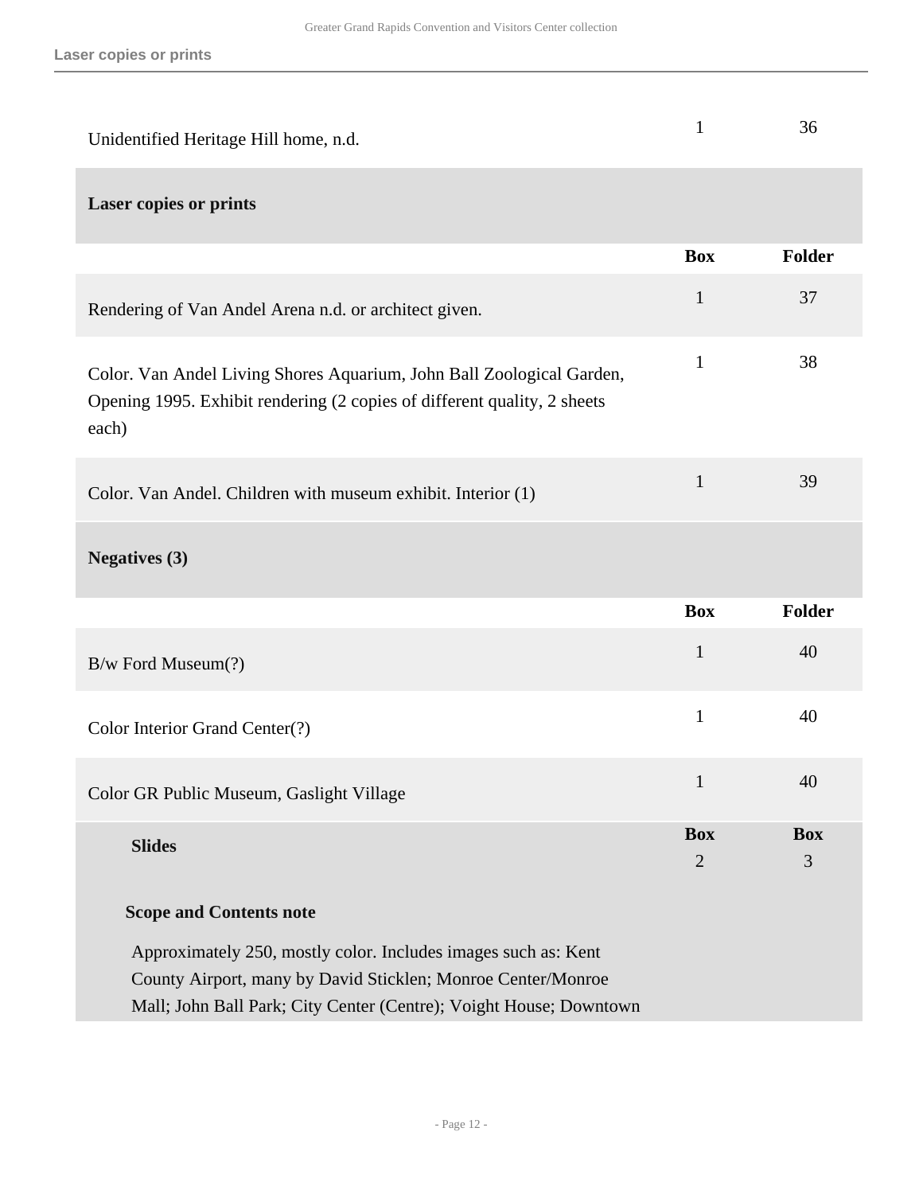| | | |
|---|---|---|
| Unidentified Heritage Hill home, n.d. | 1 | 36 |

## Laser copies or prints

| | Box | Folder |
|---|---|---|
| Rendering of Van Andel Arena n.d. or architect given. | 1 | 37 |
| Color. Van Andel Living Shores Aquarium, John Ball Zoological Garden, Opening 1995. Exhibit rendering (2 copies of different quality, 2 sheets each) | 1 | 38 |
| Color. Van Andel. Children with museum exhibit. Interior (1) | 1 | 39 |

## Negatives (3)

| | Box | Folder |
|---|---|---|
| B/w Ford Museum(?) | 1 | 40 |
| Color Interior Grand Center(?) | 1 | 40 |
| Color GR Public Museum, Gaslight Village | 1 | 40 |

## Slides

| | Box | Box |
|---|---|---|
| Slides | 2 | 3 |

**Scope and Contents note**

Approximately 250, mostly color. Includes images such as: Kent County Airport, many by David Sticklen; Monroe Center/Monroe Mall; John Ball Park; City Center (Centre); Voight House; Downtown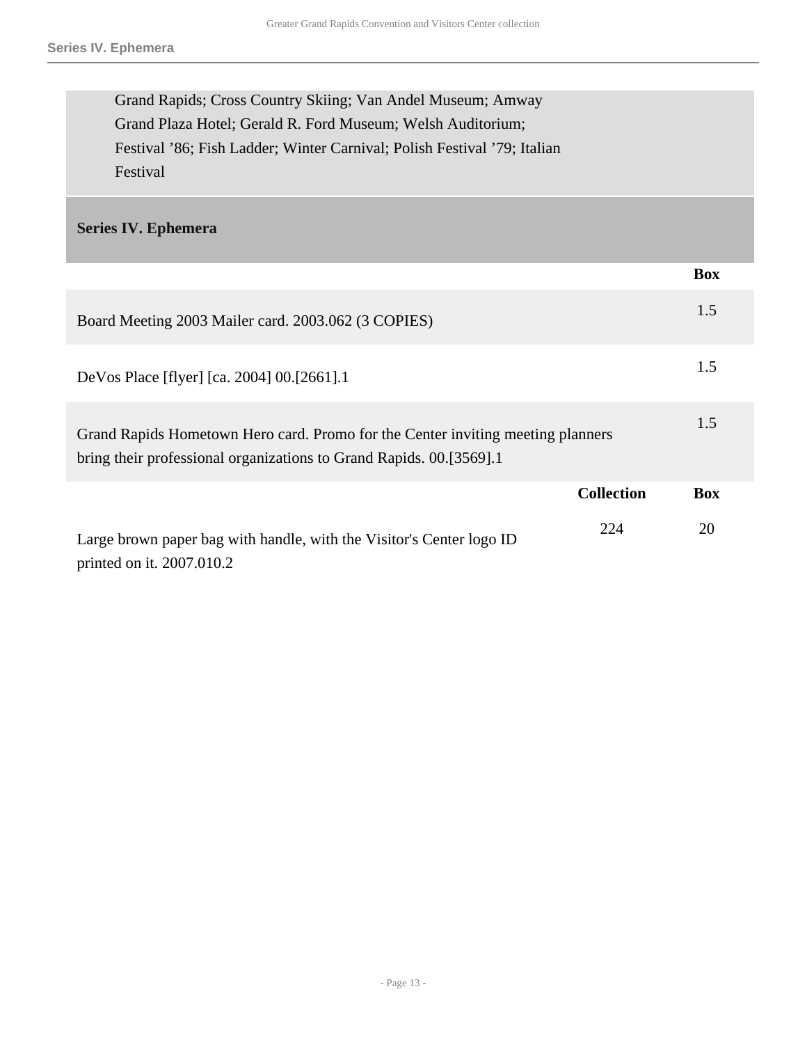Grand Rapids; Cross Country Skiing; Van Andel Museum; Amway Grand Plaza Hotel; Gerald R. Ford Museum; Welsh Auditorium; Festival ’86; Fish Ladder; Winter Carnival; Polish Festival ’79; Italian Festival

## Series IV. Ephemera

| | Box |
|---|---|
| Board Meeting 2003 Mailer card. 2003.062 (3 COPIES) | 1.5 |
| DeVos Place [flyer] [ca. 2004] 00.[2661].1 | 1.5 |
| Grand Rapids Hometown Hero card. Promo for the Center inviting meeting planners bring their professional organizations to Grand Rapids. 00.[3569].1 | 1.5 |

| | Collection | Box |
|---|---|---|
| Large brown paper bag with handle, with the Visitor's Center logo ID printed on it. 2007.010.2 | 224 | 20 |